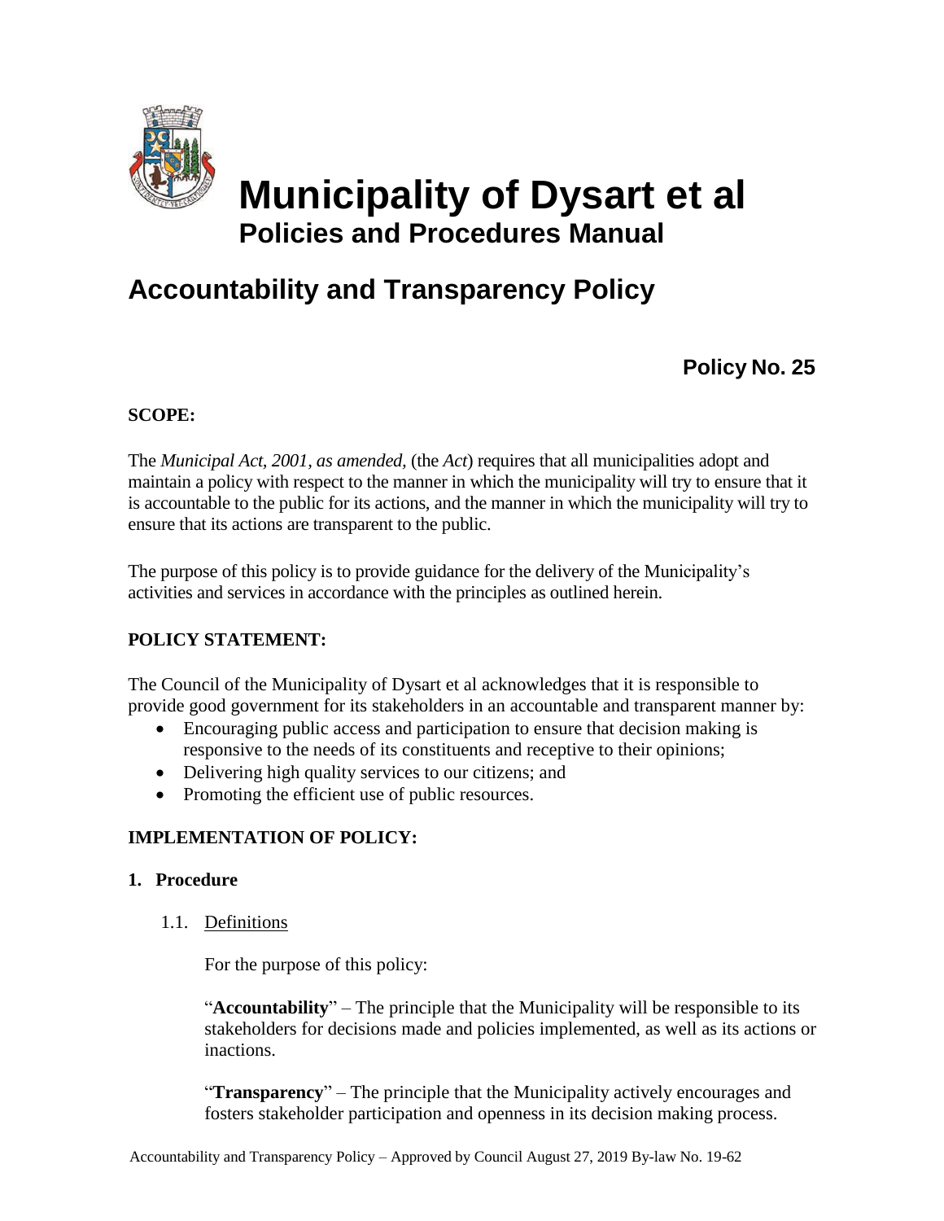# Municipality of Dysart et al

## Policies and Procedures Manual

# Accountability and Transparency Policy

**Policy No. 25**

**SCOPE:**

The *Municipal Act, 2001, as amended,* (the *Act*) requires that all municipalities adopt and maintain a policy with respect to the manner in which the municipality will try to ensure that it is accountable to the public for its actions, and the manner in which the municipality will try to ensure that its actions are transparent to the public.

The purpose of this policy is to provide guidance for the delivery of the Municipality's activities and services in accordance with the principles as outlined herein.

**POLICY STATEMENT:**

The Council of the Municipality of Dysart et al acknowledges that it is responsible to provide good government for its stakeholders in an accountable and transparent manner by:

- Encouraging public access and participation to ensure that decision making is responsive to the needs of its constituents and receptive to their opinions;
- Delivering high quality services to our citizens; and
- Promoting the efficient use of public resources.

**IMPLEMENTATION OF POLICY:**

**1. Procedure**

1.1. Definitions

For the purpose of this policy:

"**Accountability**" – The principle that the Municipality will be responsible to its stakeholders for decisions made and policies implemented, as well as its actions or inactions.

"**Transparency**" – The principle that the Municipality actively encourages and fosters stakeholder participation and openness in its decision making process.

Accountability and Transparency Policy – Approved by Council August 27, 2019 By-law No. 19-62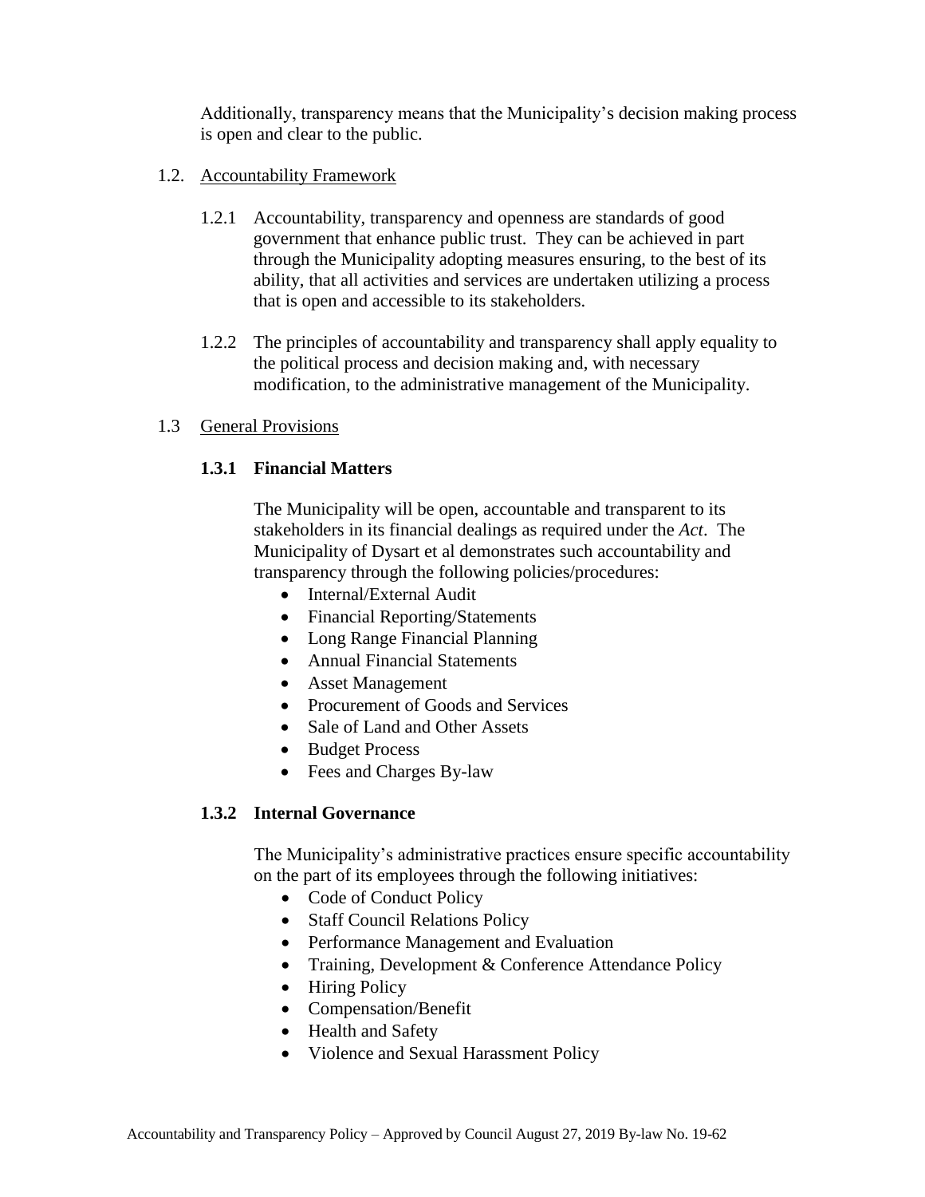Additionally, transparency means that the Municipality's decision making process is open and clear to the public.

1.2. Accountability Framework

1.2.1 Accountability, transparency and openness are standards of good government that enhance public trust. They can be achieved in part through the Municipality adopting measures ensuring, to the best of its ability, that all activities and services are undertaken utilizing a process that is open and accessible to its stakeholders.

1.2.2 The principles of accountability and transparency shall apply equality to the political process and decision making and, with necessary modification, to the administrative management of the Municipality.

1.3 General Provisions

**1.3.1 Financial Matters**

The Municipality will be open, accountable and transparent to its stakeholders in its financial dealings as required under the *Act*. The Municipality of Dysart et al demonstrates such accountability and transparency through the following policies/procedures:

- Internal/External Audit
- Financial Reporting/Statements
- Long Range Financial Planning
- Annual Financial Statements
- Asset Management
- Procurement of Goods and Services
- Sale of Land and Other Assets
- Budget Process
- Fees and Charges By-law

**1.3.2 Internal Governance**

The Municipality's administrative practices ensure specific accountability on the part of its employees through the following initiatives:

- Code of Conduct Policy
- Staff Council Relations Policy
- Performance Management and Evaluation
- Training, Development & Conference Attendance Policy
- Hiring Policy
- Compensation/Benefit
- Health and Safety
- Violence and Sexual Harassment Policy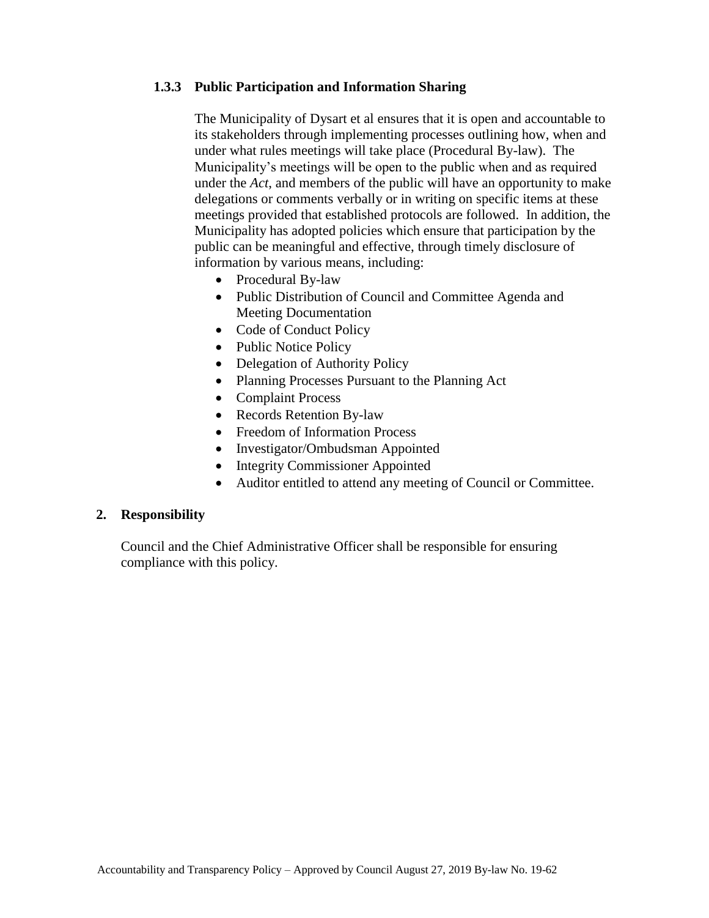### 1.3.3 Public Participation and Information Sharing

The Municipality of Dysart et al ensures that it is open and accountable to its stakeholders through implementing processes outlining how, when and under what rules meetings will take place (Procedural By-law). The Municipality's meetings will be open to the public when and as required under the *Act*, and members of the public will have an opportunity to make delegations or comments verbally or in writing on specific items at these meetings provided that established protocols are followed. In addition, the Municipality has adopted policies which ensure that participation by the public can be meaningful and effective, through timely disclosure of information by various means, including:

- Procedural By-law
- Public Distribution of Council and Committee Agenda and Meeting Documentation
- Code of Conduct Policy
- Public Notice Policy
- Delegation of Authority Policy
- Planning Processes Pursuant to the Planning Act
- Complaint Process
- Records Retention By-law
- Freedom of Information Process
- Investigator/Ombudsman Appointed
- Integrity Commissioner Appointed
- Auditor entitled to attend any meeting of Council or Committee.

## 2. Responsibility

Council and the Chief Administrative Officer shall be responsible for ensuring compliance with this policy.